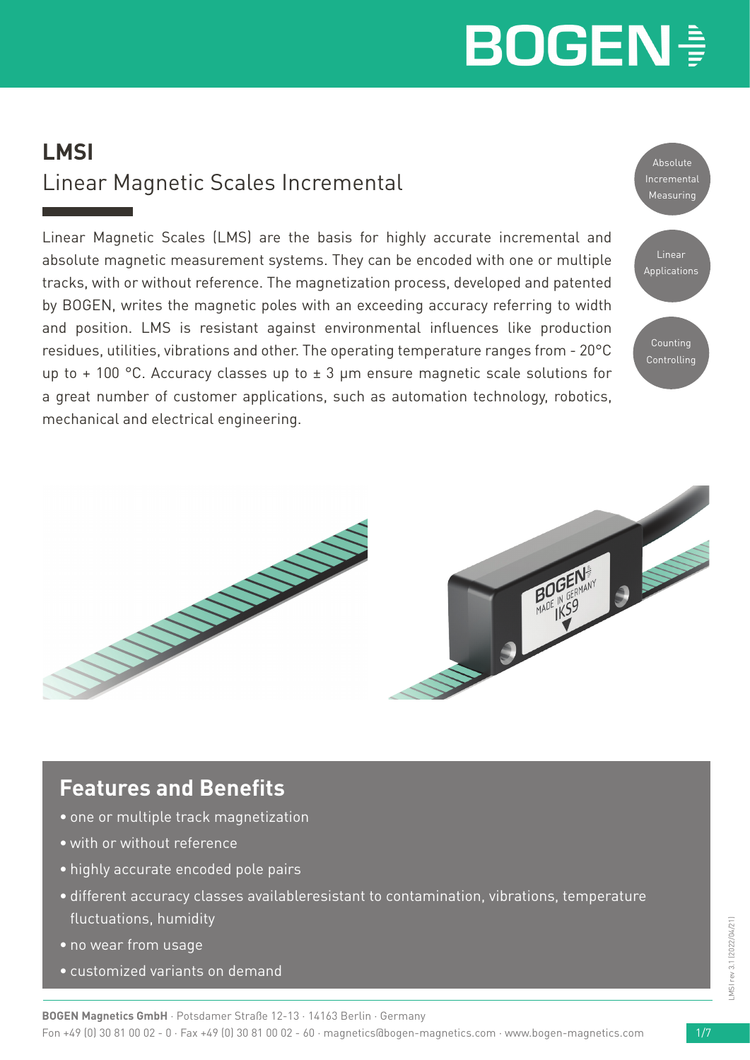# LMSI

## Linear Magnetic Scales Incremental

Linear Magnetic Scales (LMS) are the basis for highly accurate incremental and absolute magnetic measurement systems. They can be encoded with one or multiple tracks, with or without reference. The magnetization process, developed and patented by BOGEN, writes the magnetic poles with an exceeding accuracy referring to width and position. LMS is resistant against environmental influences like production residues, utilities, vibrations and other. The operating temperature ranges from - 20°C up to + 100 °C. Accuracy classes up to ± 3 µm ensure magnetic scale solutions for a great number of customer applications, such as automation technology, robotics, mechanical and electrical engineering.

Absolute Incremental Measuring

Linear Applications

Counting Controlling

## Features and Benefits

- one or multiple track magnetization
- with or without reference
- highly accurate encoded pole pairs
- different accuracy classes availableresistant to contamination, vibrations, temperature fluctuations, humidity
- no wear from usage
- customized variants on demand

**BOGEN Magnetics GmbH** · Potsdamer Straße 12-13 · 14163 Berlin · Germany
Fon +49 (0) 30 81 00 02 - 0 · Fax +49 (0) 30 81 00 02 - 60 · magnetics@bogen-magnetics.com · www.bogen-magnetics.com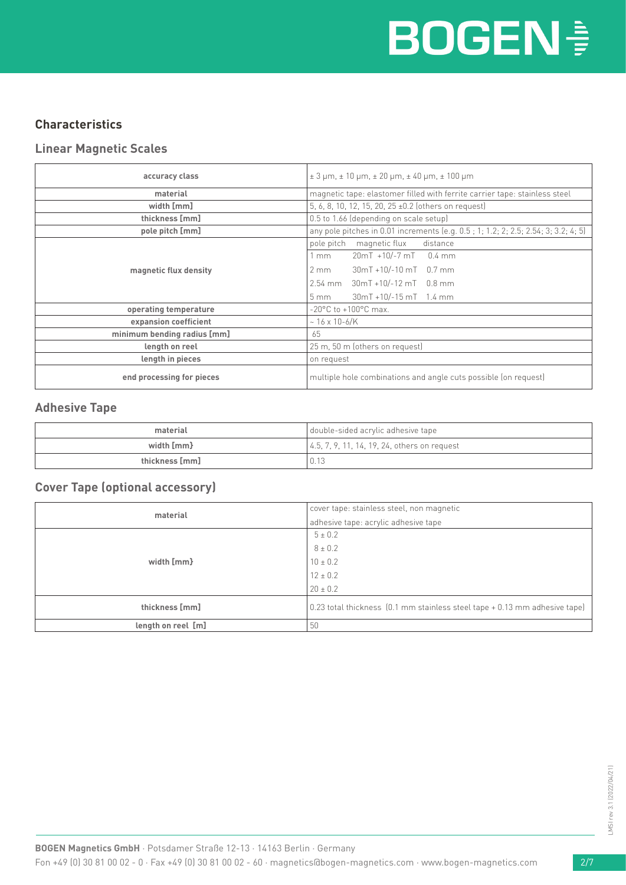## Characteristics

### Linear Magnetic Scales

| | |
|---|---|
| **accuracy class** | ± 3 µm, ± 10 µm, ± 20 µm, ± 40 µm, ± 100 µm |
| **material** | magnetic tape: elastomer filled with ferrite carrier tape: stainless steel |
| **width [mm]** | 5, 6, 8, 10, 12, 15, 20, 25 ±0.2 (others on request) |
| **thickness [mm]** | 0.5 to 1.66 (depending on scale setup) |
| **pole pitch [mm]** | any pole pitches in 0.01 increments (e.g. 0.5 ; 1; 1.2; 2; 2.5; 2.54; 3; 3.2; 4; 5) |
| **magnetic flux density** | pole pitch magnetic flux distance<br>1 mm 20mT +10/-7 mT 0.4 mm<br>2 mm 30mT +10/-10 mT 0.7 mm<br>2.54 mm 30mT +10/-12 mT 0.8 mm<br>5 mm 30mT +10/-15 mT 1.4 mm |
| **operating temperature** | -20°C to +100°C max. |
| **expansion coefficient** | ~ 16 x 10-6/K |
| **minimum bending radius [mm]** | 65 |
| **length on reel** | 25 m, 50 m (others on request) |
| **length in pieces** | on request |
| **end processing for pieces** | multiple hole combinations and angle cuts possible (on request) |

### Adhesive Tape

| | |
|---|---|
| **material** | double-sided acrylic adhesive tape |
| **width [mm}** | 4.5, 7, 9, 11, 14, 19, 24, others on request |
| **thickness [mm]** | 0.13 |

### Cover Tape (optional accessory)

| | |
|---|---|
| **material** | cover tape: stainless steel, non magnetic<br>adhesive tape: acrylic adhesive tape |
| **width [mm}** | 5 ± 0.2<br>8 ± 0.2<br>10 ± 0.2<br>12 ± 0.2<br>20 ± 0.2 |
| **thickness [mm]** | 0.23 total thickness (0.1 mm stainless steel tape + 0.13 mm adhesive tape) |
| **length on reel [m]** | 50 |

**BOGEN Magnetics GmbH** · Potsdamer Straße 12-13 · 14163 Berlin · Germany
Fon +49 (0) 30 81 00 02 - 0 · Fax +49 (0) 30 81 00 02 - 60 · magnetics@bogen-magnetics.com · www.bogen-magnetics.com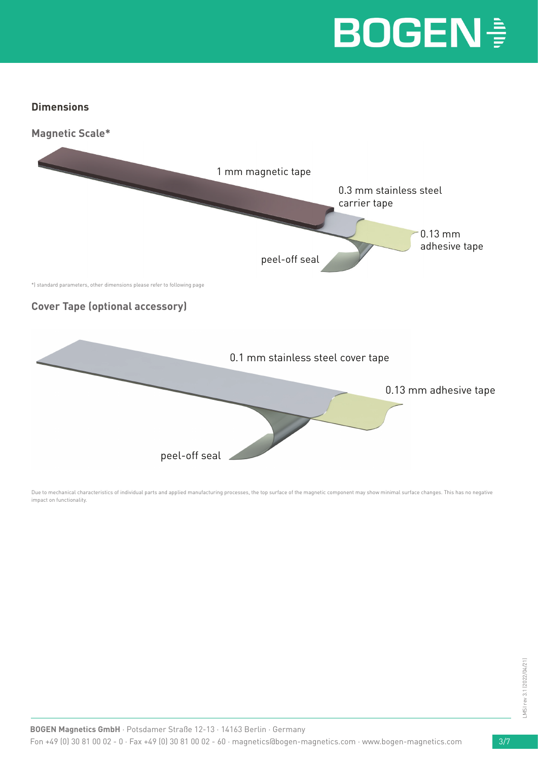## Dimensions

### Magnetic Scale*

1 mm magnetic tape

0.3 mm stainless steel carrier tape

0.13 mm adhesive tape

peel-off seal

*) standard parameters, other dimensions please refer to following page

### Cover Tape (optional accessory)

0.1 mm stainless steel cover tape

0.13 mm adhesive tape

peel-off seal

Due to mechanical characteristics of individual parts and applied manufacturing processes, the top surface of the magnetic component may show minimal surface changes. This has no negative impact on functionality.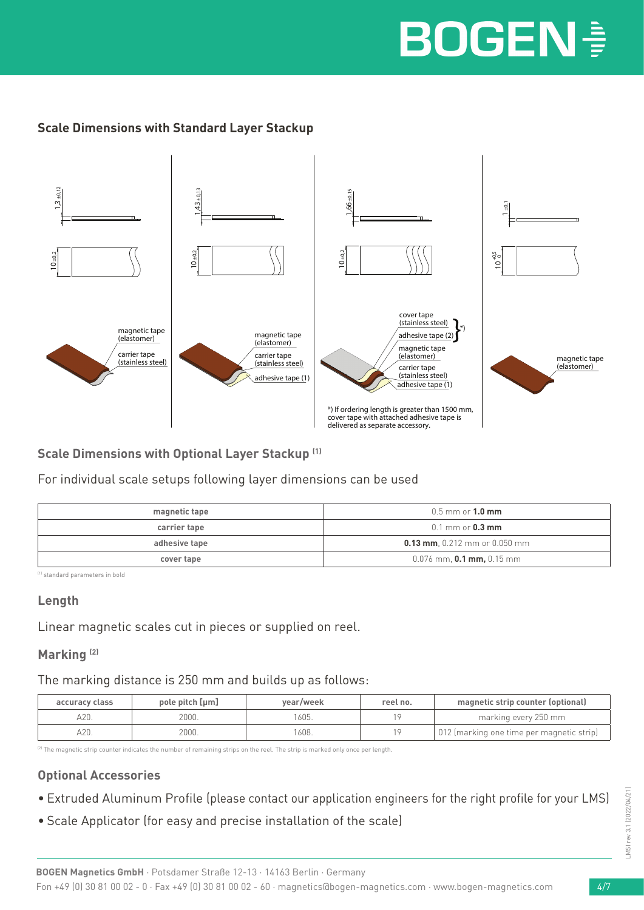## Scale Dimensions with Standard Layer Stackup

$1.3_{\pm 0.12}$

$10_{\pm 0.2}$

magnetic tape (elastomer)

carrier tape (stainless steel)

$1.43_{\pm 0.13}$

$10_{\pm 0.2}$

magnetic tape (elastomer)

carrier tape (stainless steel)

adhesive tape (1)

$1.66_{\pm 0.15}$

$10_{\pm 0.2}$

cover tape (stainless steel)

adhesive tape (2) *)

magnetic tape (elastomer)

carrier tape (stainless steel)

adhesive tape (1)

*) If ordering length is greater than 1500 mm, cover tape with attached adhesive tape is delivered as separate accessory.

$1_{\pm 0.1}$

$10^{+0.5}_{0}$

magnetic tape (elastomer)

## Scale Dimensions with Optional Layer Stackup [1]

For individual scale setups following layer dimensions can be used

| magnetic tape | 0.5 mm or **1.0 mm** |
|---|---|
| carrier tape | 0.1 mm or **0.3 mm** |
| adhesive tape | **0.13 mm**, 0.212 mm or 0.050 mm |
| cover tape | 0.076 mm, **0.1 mm,** 0.15 mm |

[1] standard parameters in bold

### Length

Linear magnetic scales cut in pieces or supplied on reel.

### Marking [2]

The marking distance is 250 mm and builds up as follows:

| accuracy class | pole pitch [µm] | year/week | reel no. | magnetic strip counter (optional) |
|---|---|---|---|---|
| A20. | 2000. | 1605. | 19 | marking every 250 mm |
| A20. | 2000. | 1608. | 19 | 012 (marking one time per magnetic strip) |

[2] The magnetic strip counter indicates the number of remaining strips on the reel. The strip is marked only once per length.

### Optional Accessories

- Extruded Aluminum Profile (please contact our application engineers for the right profile for your LMS)
- Scale Applicator (for easy and precise installation of the scale)

**BOGEN Magnetics GmbH** · Potsdamer Straße 12-13 · 14163 Berlin · Germany
Fon +49 (0) 30 81 00 02 - 0 · Fax +49 (0) 30 81 00 02 - 60 · magnetics@bogen-magnetics.com · www.bogen-magnetics.com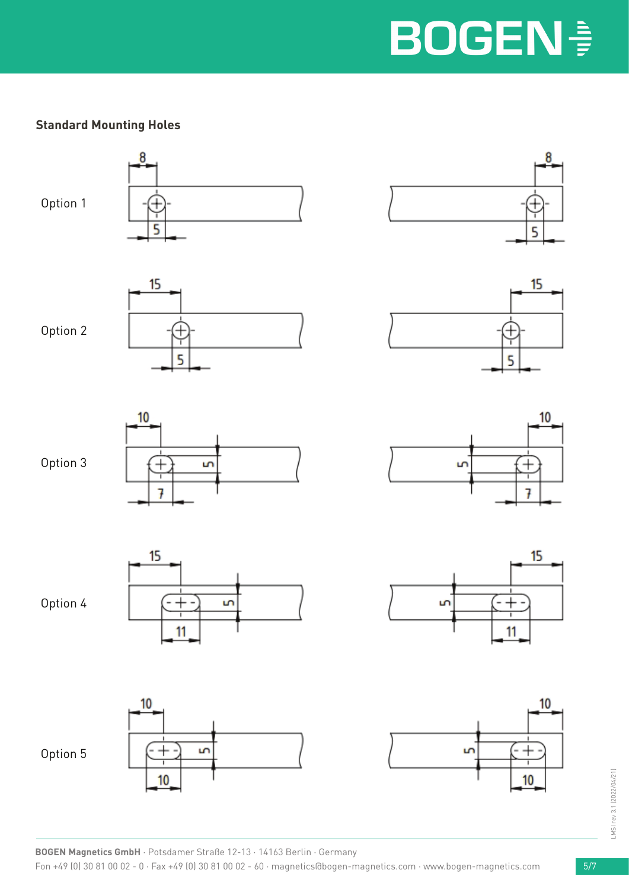## Standard Mounting Holes

Option 1

Option 2

Option 3

Option 4

Option 5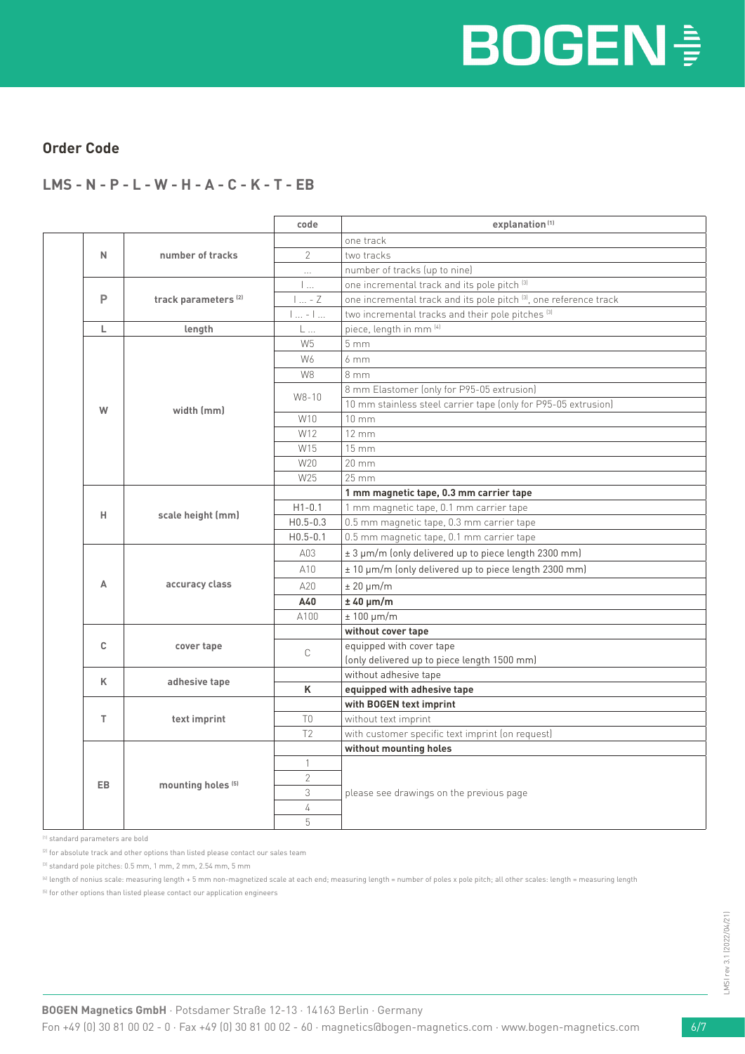## Order Code

### LMS - N - P - L - W - H - A - C - K - T - EB

| | | code | explanation [1] |
|---|---|---|---|
| N | number of tracks | | one track |
| | | 2 | two tracks |
| | | ... | number of tracks (up to nine) |
| P | track parameters [2] | I ... | one incremental track and its pole pitch [3] |
| | | I ... - Z | one incremental track and its pole pitch [3], one reference track |
| | | I ... - I ... | two incremental tracks and their pole pitches [3] |
| L | length | L ... | piece, length in mm [4] |
| W | width (mm) | W5 | 5 mm |
| | | W6 | 6 mm |
| | | W8 | 8 mm |
| | | W8-10 | 8 mm Elastomer (only for P95-05 extrusion) |
| | | | 10 mm stainless steel carrier tape (only for P95-05 extrusion) |
| | | W10 | 10 mm |
| | | W12 | 12 mm |
| | | W15 | 15 mm |
| | | W20 | 20 mm |
| | | W25 | 25 mm |
| H | scale height (mm) | | **1 mm magnetic tape, 0.3 mm carrier tape** |
| | | H1-0.1 | 1 mm magnetic tape, 0.1 mm carrier tape |
| | | H0.5-0.3 | 0.5 mm magnetic tape, 0.3 mm carrier tape |
| | | H0.5-0.1 | 0.5 mm magnetic tape, 0.1 mm carrier tape |
| A | accuracy class | A03 | ± 3 µm/m (only delivered up to piece length 2300 mm) |
| | | A10 | ± 10 µm/m (only delivered up to piece length 2300 mm) |
| | | A20 | ± 20 µm/m |
| | | **A40** | **± 40 µm/m** |
| | | A100 | ± 100 µm/m |
| C | cover tape | | **without cover tape** |
| | | C | equipped with cover tape (only delivered up to piece length 1500 mm) |
| K | adhesive tape | | without adhesive tape |
| | | **K** | **equipped with adhesive tape** |
| T | text imprint | | **with BOGEN text imprint** |
| | | T0 | without text imprint |
| | | T2 | with customer specific text imprint (on request) |
| EB | mounting holes [5] | | **without mounting holes** |
| | | 1 | please see drawings on the previous page |
| | | 2 | |
| | | 3 | |
| | | 4 | |
| | | 5 | |

[1] standard parameters are bold

[2] for absolute track and other options than listed please contact our sales team

[3] standard pole pitches: 0.5 mm, 1 mm, 2 mm, 2.54 mm, 5 mm

[4] length of nonius scale: measuring length + 5 mm non-magnetized scale at each end; measuring length = number of poles x pole pitch; all other scales: length = measuring length

[5] for other options than listed please contact our application engineers

**BOGEN Magnetics GmbH** · Potsdamer Straße 12-13 · 14163 Berlin · Germany
Fon +49 (0) 30 81 00 02 - 0 · Fax +49 (0) 30 81 00 02 - 60 · magnetics@bogen-magnetics.com · www.bogen-magnetics.com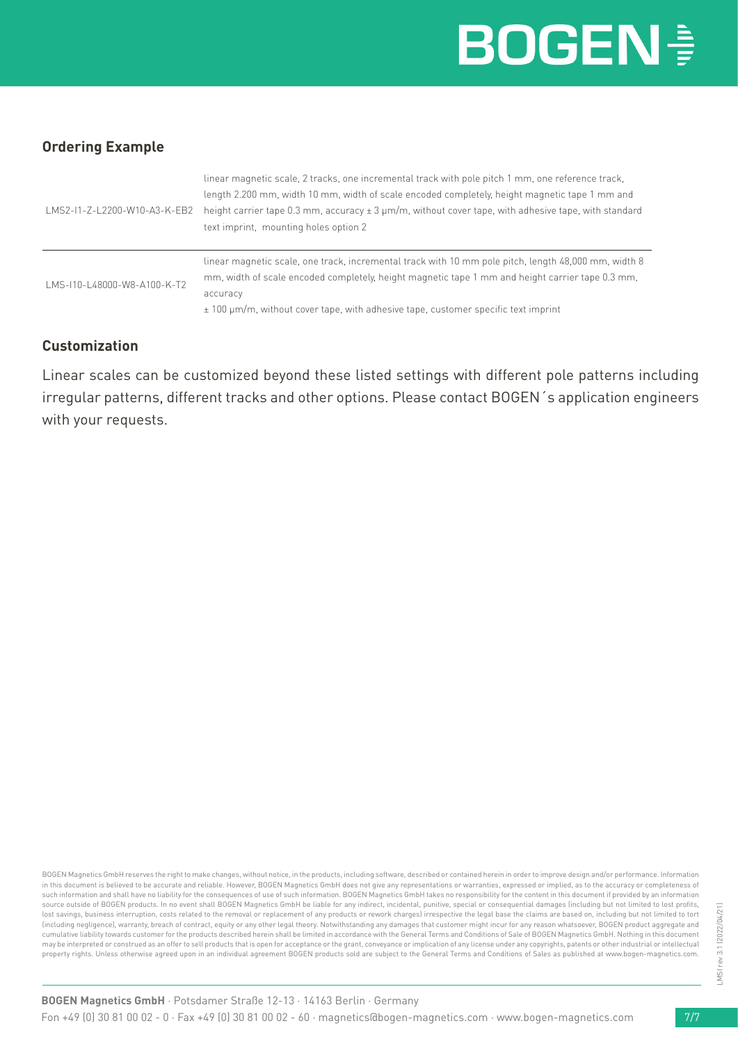## Ordering Example

| | |
|---|---|
| LMS2-I1-Z-L2200-W10-A3-K-EB2 | linear magnetic scale, 2 tracks, one incremental track with pole pitch 1 mm, one reference track, length 2.200 mm, width 10 mm, width of scale encoded completely, height magnetic tape 1 mm and height carrier tape 0.3 mm, accuracy ± 3 µm/m, without cover tape, with adhesive tape, with standard text imprint, mounting holes option 2 |
| LMS-I10-L48000-W8-A100-K-T2 | linear magnetic scale, one track, incremental track with 10 mm pole pitch, length 48,000 mm, width 8 mm, width of scale encoded completely, height magnetic tape 1 mm and height carrier tape 0.3 mm, accuracy ± 100 µm/m, without cover tape, with adhesive tape, customer specific text imprint |

## Customization

Linear scales can be customized beyond these listed settings with different pole patterns including irregular patterns, different tracks and other options. Please contact BOGEN´s application engineers with your requests.

BOGEN Magnetics GmbH reserves the right to make changes, without notice, in the products, including software, described or contained herein in order to improve design and/or performance. Information in this document is believed to be accurate and reliable. However, BOGEN Magnetics GmbH does not give any representations or warranties, expressed or implied, as to the accuracy or completeness of such information and shall have no liability for the consequences of use of such information. BOGEN Magnetics GmbH takes no responsibility for the content in this document if provided by an information source outside of BOGEN products. In no event shall BOGEN Magnetics GmbH be liable for any indirect, incidental, punitive, special or consequential damages (including but not limited to lost profits, lost savings, business interruption, costs related to the removal or replacement of any products or rework charges) irrespective the legal base the claims are based on, including but not limited to tort (including negligence), warranty, breach of contract, equity or any other legal theory. Notwithstanding any damages that customer might incur for any reason whatsoever, BOGEN product aggregate and cumulative liability towards customer for the products described herein shall be limited in accordance with the General Terms and Conditions of Sale of BOGEN Magnetics GmbH. Nothing in this document may be interpreted or construed as an offer to sell products that is open for acceptance or the grant, conveyance or implication of any license under any copyrights, patents or other industrial or intellectual property rights. Unless otherwise agreed upon in an individual agreement BOGEN products sold are subject to the General Terms and Conditions of Sales as published at www.bogen-magnetics.com.

**BOGEN Magnetics GmbH** · Potsdamer Straße 12-13 · 14163 Berlin · Germany
Fon +49 (0) 30 81 00 02 - 0 · Fax +49 (0) 30 81 00 02 - 60 · magnetics@bogen-magnetics.com · www.bogen-magnetics.com